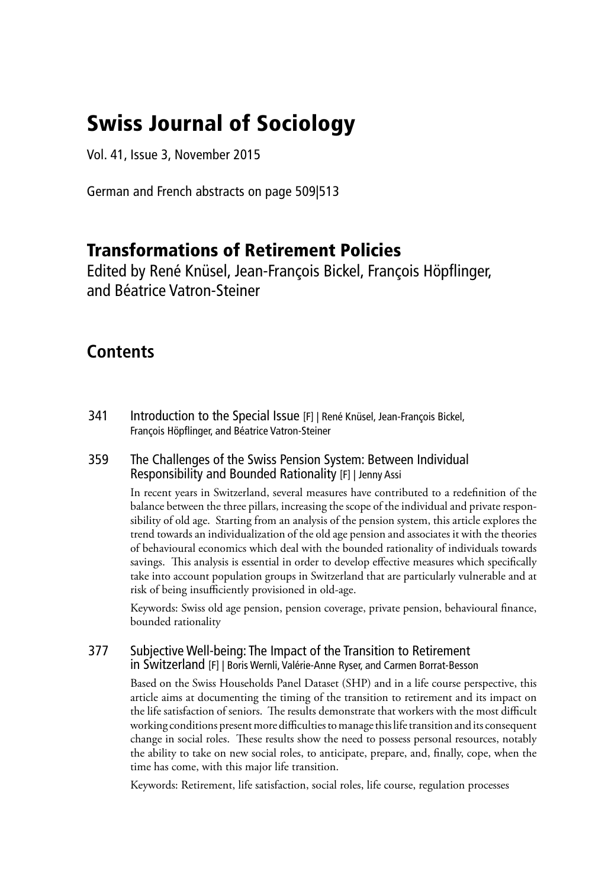# Swiss Journal of Sociology

Vol. 41, Issue 3, November 2015

German and French abstracts on page 509|513

## Transformations of Retirement Policies

Edited by René Knüsel, Jean-François Bickel, François Höpflinger, and Béatrice Vatron-Steiner

## Contents

341 Introduction to the Special Issue [F] | René Knüsel, Jean-François Bickel, François Höpflinger, and Béatrice Vatron-Steiner

359 The Challenges of the Swiss Pension System: Between Individual Responsibility and Bounded Rationality [F] | Jenny Assi

In recent years in Switzerland, several measures have contributed to a redefinition of the balance between the three pillars, increasing the scope of the individual and private responsibility of old age. Starting from an analysis of the pension system, this article explores the trend towards an individualization of the old age pension and associates it with the theories of behavioural economics which deal with the bounded rationality of individuals towards savings. This analysis is essential in order to develop effective measures which specifically take into account population groups in Switzerland that are particularly vulnerable and at risk of being insufficiently provisioned in old-age.

Keywords: Swiss old age pension, pension coverage, private pension, behavioural finance, bounded rationality

377 Subjective Well-being: The Impact of the Transition to Retirement in Switzerland [F] | Boris Wernli, Valérie-Anne Ryser, and Carmen Borrat-Besson

Based on the Swiss Households Panel Dataset (SHP) and in a life course perspective, this article aims at documenting the timing of the transition to retirement and its impact on the life satisfaction of seniors. The results demonstrate that workers with the most difficult working conditions present more difficulties to manage this life transition and its consequent change in social roles. These results show the need to possess personal resources, notably the ability to take on new social roles, to anticipate, prepare, and, finally, cope, when the time has come, with this major life transition.

Keywords: Retirement, life satisfaction, social roles, life course, regulation processes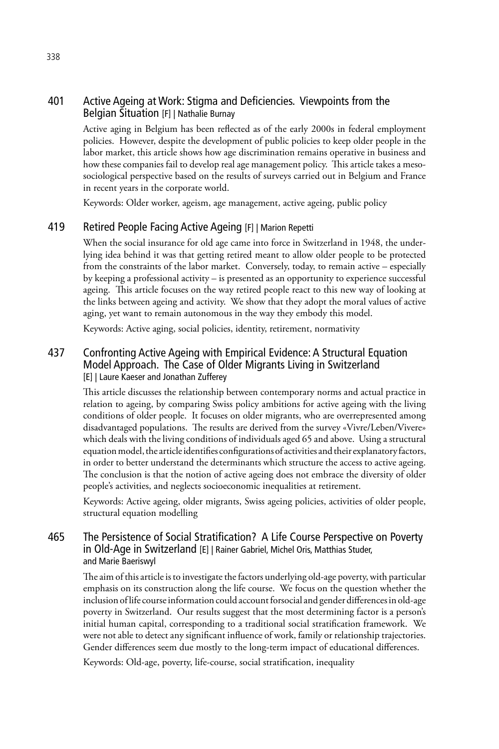## 401 Active Ageing at Work: Stigma and Deficiencies. Viewpoints from the Belgian Situation [F] | Nathalie Burnay

Active aging in Belgium has been reflected as of the early 2000s in federal employment policies. However, despite the development of public policies to keep older people in the labor market, this article shows how age discrimination remains operative in business and how these companies fail to develop real age management policy. This article takes a meso-sociological perspective based on the results of surveys carried out in Belgium and France in recent years in the corporate world.

Keywords: Older worker, ageism, age management, active ageing, public policy

## 419 Retired People Facing Active Ageing [F] | Marion Repetti

When the social insurance for old age came into force in Switzerland in 1948, the underlying idea behind it was that getting retired meant to allow older people to be protected from the constraints of the labor market. Conversely, today, to remain active – especially by keeping a professional activity – is presented as an opportunity to experience successful ageing. This article focuses on the way retired people react to this new way of looking at the links between ageing and activity. We show that they adopt the moral values of active aging, yet want to remain autonomous in the way they embody this model.

Keywords: Active aging, social policies, identity, retirement, normativity

## 437 Confronting Active Ageing with Empirical Evidence: A Structural Equation Model Approach. The Case of Older Migrants Living in Switzerland [E] | Laure Kaeser and Jonathan Zufferey

This article discusses the relationship between contemporary norms and actual practice in relation to ageing, by comparing Swiss policy ambitions for active ageing with the living conditions of older people. It focuses on older migrants, who are overrepresented among disadvantaged populations. The results are derived from the survey «Vivre/Leben/Vivere» which deals with the living conditions of individuals aged 65 and above. Using a structural equation model, the article identifies configurations of activities and their explanatory factors, in order to better understand the determinants which structure the access to active ageing. The conclusion is that the notion of active ageing does not embrace the diversity of older people's activities, and neglects socioeconomic inequalities at retirement.

Keywords: Active ageing, older migrants, Swiss ageing policies, activities of older people, structural equation modelling

## 465 The Persistence of Social Stratification? A Life Course Perspective on Poverty in Old-Age in Switzerland [E] | Rainer Gabriel, Michel Oris, Matthias Studer, and Marie Baeriswyl

The aim of this article is to investigate the factors underlying old-age poverty, with particular emphasis on its construction along the life course. We focus on the question whether the inclusion of life course information could account forsocial and gender differences in old-age poverty in Switzerland. Our results suggest that the most determining factor is a person's initial human capital, corresponding to a traditional social stratification framework. We were not able to detect any significant influence of work, family or relationship trajectories. Gender differences seem due mostly to the long-term impact of educational differences.

Keywords: Old-age, poverty, life-course, social stratification, inequality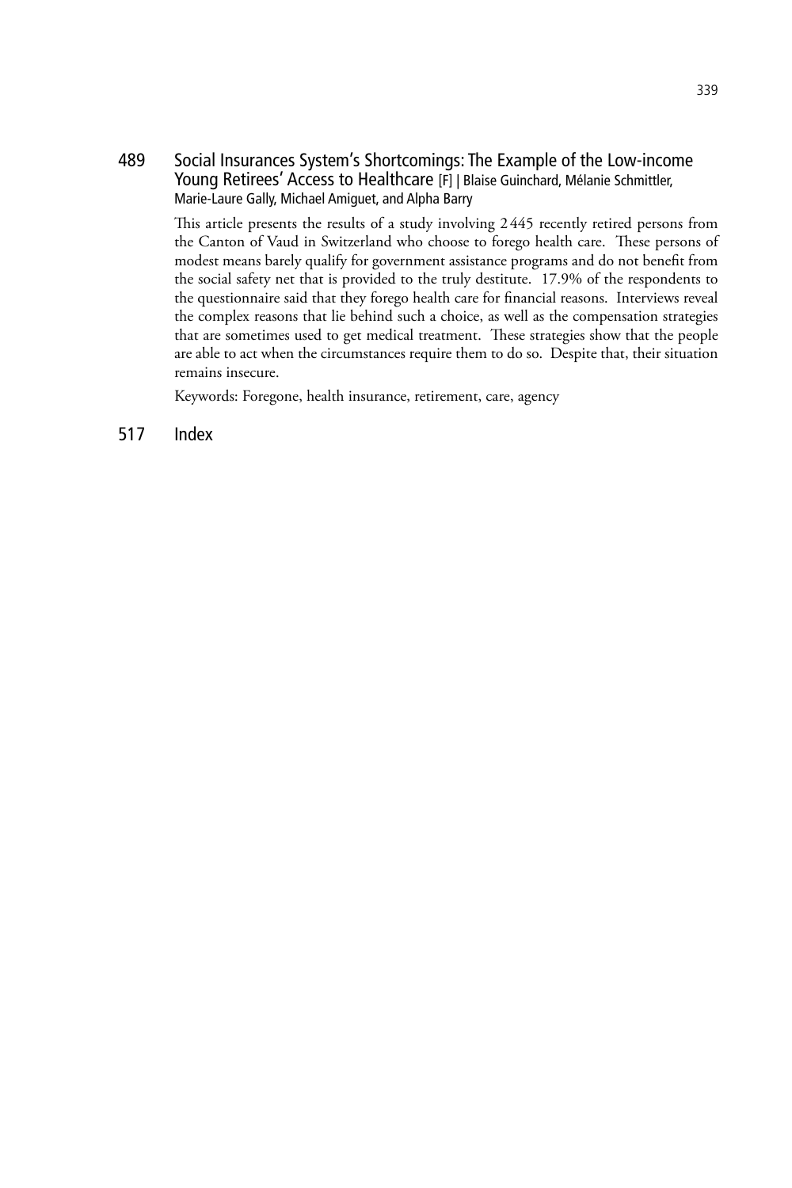489 Social Insurances System's Shortcomings: The Example of the Low-income Young Retirees' Access to Healthcare [F] | Blaise Guinchard, Mélanie Schmittler, Marie-Laure Gally, Michael Amiguet, and Alpha Barry

This article presents the results of a study involving 2445 recently retired persons from the Canton of Vaud in Switzerland who choose to forego health care. These persons of modest means barely qualify for government assistance programs and do not benefit from the social safety net that is provided to the truly destitute. 17.9% of the respondents to the questionnaire said that they forego health care for financial reasons. Interviews reveal the complex reasons that lie behind such a choice, as well as the compensation strategies that are sometimes used to get medical treatment. These strategies show that the people are able to act when the circumstances require them to do so. Despite that, their situation remains insecure.

Keywords: Foregone, health insurance, retirement, care, agency

517 Index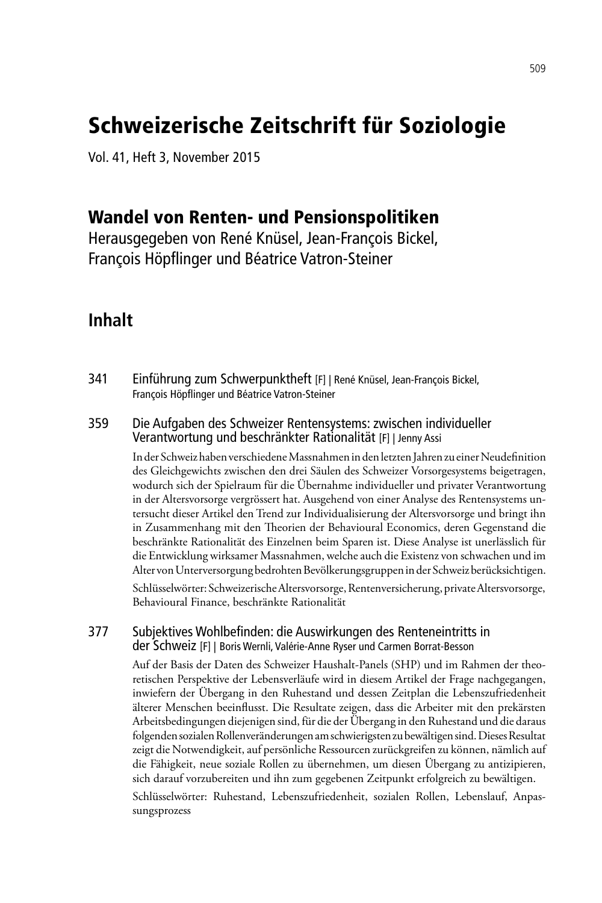# Schweizerische Zeitschrift für Soziologie

Vol. 41, Heft 3, November 2015

## Wandel von Renten- und Pensionspolitiken

Herausgegeben von René Knüsel, Jean-François Bickel, François Höpflinger und Béatrice Vatron-Steiner

## Inhalt

341 Einführung zum Schwerpunktheft [F] | René Knüsel, Jean-François Bickel, François Höpflinger und Béatrice Vatron-Steiner

359 Die Aufgaben des Schweizer Rentensystems: zwischen individueller Verantwortung und beschränkter Rationalität [F] | Jenny Assi

In der Schweiz haben verschiedene Massnahmen in den letzten Jahren zu einer Neudefinition des Gleichgewichts zwischen den drei Säulen des Schweizer Vorsorgesystems beigetragen, wodurch sich der Spielraum für die Übernahme individueller und privater Verantwortung in der Altersvorsorge vergrössert hat. Ausgehend von einer Analyse des Rentensystems untersucht dieser Artikel den Trend zur Individualisierung der Altersvorsorge und bringt ihn in Zusammenhang mit den Theorien der Behavioural Economics, deren Gegenstand die beschränkte Rationalität des Einzelnen beim Sparen ist. Diese Analyse ist unerlässlich für die Entwicklung wirksamer Massnahmen, welche auch die Existenz von schwachen und im Alter von Unterversorgung bedrohten Bevölkerungsgruppen in der Schweiz berücksichtigen.

Schlüsselwörter: Schweizerische Altersvorsorge, Rentenversicherung, private Altersvorsorge, Behavioural Finance, beschränkte Rationalität

377 Subjektives Wohlbefinden: die Auswirkungen des Renteneintritts in der Schweiz [F] | Boris Wernli, Valérie-Anne Ryser und Carmen Borrat-Besson

Auf der Basis der Daten des Schweizer Haushalt-Panels (SHP) und im Rahmen der theoretischen Perspektive der Lebensverläufe wird in diesem Artikel der Frage nachgegangen, inwiefern der Übergang in den Ruhestand und dessen Zeitplan die Lebenszufriedenheit älterer Menschen beeinflusst. Die Resultate zeigen, dass die Arbeiter mit den prekärsten Arbeitsbedingungen diejenigen sind, für die der Übergang in den Ruhestand und die daraus folgenden sozialen Rollenveränderungen am schwierigsten zu bewältigen sind. Dieses Resultat zeigt die Notwendigkeit, auf persönliche Ressourcen zurückgreifen zu können, nämlich auf die Fähigkeit, neue soziale Rollen zu übernehmen, um diesen Übergang zu antizipieren, sich darauf vorzubereiten und ihn zum gegebenen Zeitpunkt erfolgreich zu bewältigen.

Schlüsselwörter: Ruhestand, Lebenszufriedenheit, sozialen Rollen, Lebenslauf, Anpassungsprozess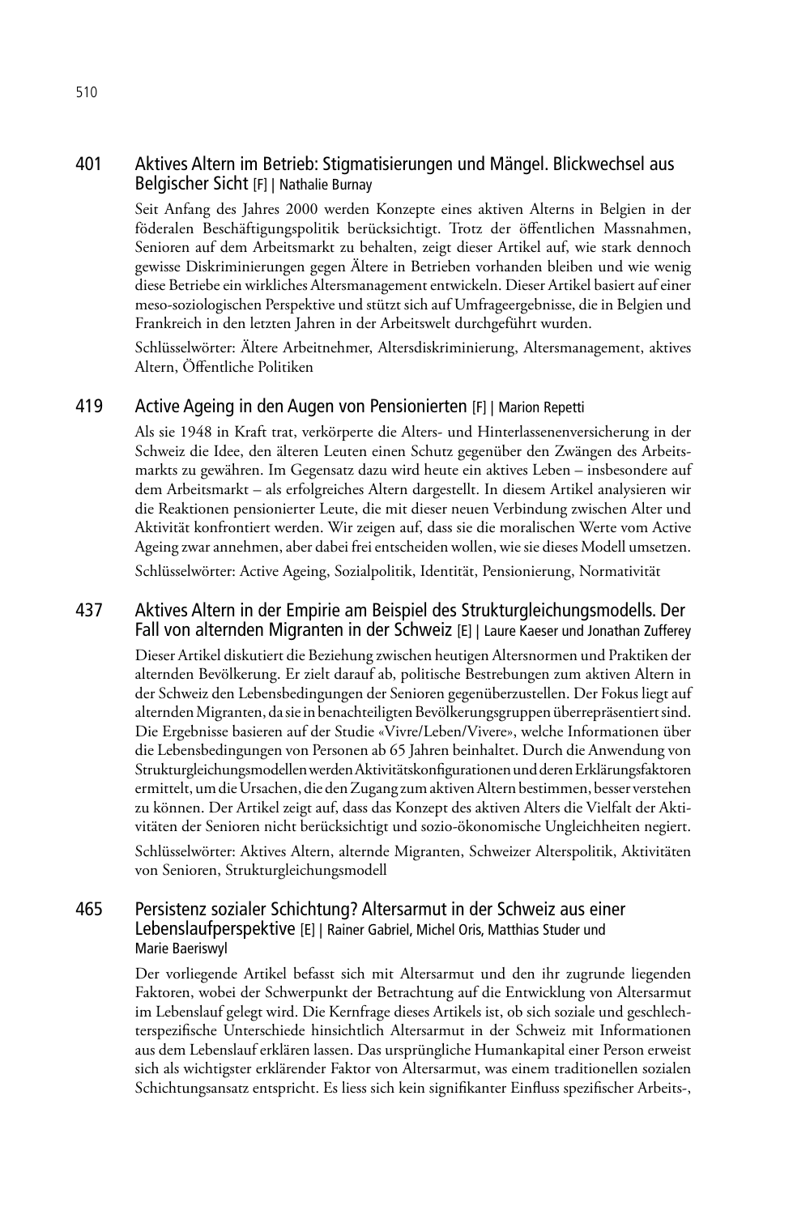## 401 Aktives Altern im Betrieb: Stigmatisierungen und Mängel. Blickwechsel aus Belgischer Sicht [F] | Nathalie Burnay

Seit Anfang des Jahres 2000 werden Konzepte eines aktiven Alterns in Belgien in der föderalen Beschäftigungspolitik berücksichtigt. Trotz der öffentlichen Massnahmen, Senioren auf dem Arbeitsmarkt zu behalten, zeigt dieser Artikel auf, wie stark dennoch gewisse Diskriminierungen gegen Ältere in Betrieben vorhanden bleiben und wie wenig diese Betriebe ein wirkliches Altersmanagement entwickeln. Dieser Artikel basiert auf einer meso-soziologischen Perspektive und stützt sich auf Umfrageergebnisse, die in Belgien und Frankreich in den letzten Jahren in der Arbeitswelt durchgeführt wurden.

Schlüsselwörter: Ältere Arbeitnehmer, Altersdiskriminierung, Altersmanagement, aktives Altern, Öffentliche Politiken

## 419 Active Ageing in den Augen von Pensionierten [F] | Marion Repetti

Als sie 1948 in Kraft trat, verkörperte die Alters- und Hinterlassenenversicherung in der Schweiz die Idee, den älteren Leuten einen Schutz gegenüber den Zwängen des Arbeitsmarkts zu gewähren. Im Gegensatz dazu wird heute ein aktives Leben – insbesondere auf dem Arbeitsmarkt – als erfolgreiches Altern dargestellt. In diesem Artikel analysieren wir die Reaktionen pensionierter Leute, die mit dieser neuen Verbindung zwischen Alter und Aktivität konfrontiert werden. Wir zeigen auf, dass sie die moralischen Werte vom Active Ageing zwar annehmen, aber dabei frei entscheiden wollen, wie sie dieses Modell umsetzen.

Schlüsselwörter: Active Ageing, Sozialpolitik, Identität, Pensionierung, Normativität

## 437 Aktives Altern in der Empirie am Beispiel des Strukturgleichungsmodells. Der Fall von alternden Migranten in der Schweiz [E] | Laure Kaeser und Jonathan Zufferey

Dieser Artikel diskutiert die Beziehung zwischen heutigen Altersnormen und Praktiken der alternden Bevölkerung. Er zielt darauf ab, politische Bestrebungen zum aktiven Altern in der Schweiz den Lebensbedingungen der Senioren gegenüberzustellen. Der Fokus liegt auf alternden Migranten, da sie in benachteiligten Bevölkerungsgruppen überrepräsentiert sind. Die Ergebnisse basieren auf der Studie «Vivre/Leben/Vivere», welche Informationen über die Lebensbedingungen von Personen ab 65 Jahren beinhaltet. Durch die Anwendung von Strukturgleichungsmodellen werden Aktivitätskonfigurationen und deren Erklärungsfaktoren ermittelt, um die Ursachen, die den Zugang zum aktiven Altern bestimmen, besser verstehen zu können. Der Artikel zeigt auf, dass das Konzept des aktiven Alters die Vielfalt der Aktivitäten der Senioren nicht berücksichtigt und sozio-ökonomische Ungleichheiten negiert.

Schlüsselwörter: Aktives Altern, alternde Migranten, Schweizer Alterspolitik, Aktivitäten von Senioren, Strukturgleichungsmodell

## 465 Persistenz sozialer Schichtung? Altersarmut in der Schweiz aus einer Lebenslaufperspektive [E] | Rainer Gabriel, Michel Oris, Matthias Studer und Marie Baeriswyl

Der vorliegende Artikel befasst sich mit Altersarmut und den ihr zugrunde liegenden Faktoren, wobei der Schwerpunkt der Betrachtung auf die Entwicklung von Altersarmut im Lebenslauf gelegt wird. Die Kernfrage dieses Artikels ist, ob sich soziale und geschlechterspezifische Unterschiede hinsichtlich Altersarmut in der Schweiz mit Informationen aus dem Lebenslauf erklären lassen. Das ursprüngliche Humankapital einer Person erweist sich als wichtigster erklärender Faktor von Altersarmut, was einem traditionellen sozialen Schichtungsansatz entspricht. Es liess sich kein signifikanter Einfluss spezifischer Arbeits-,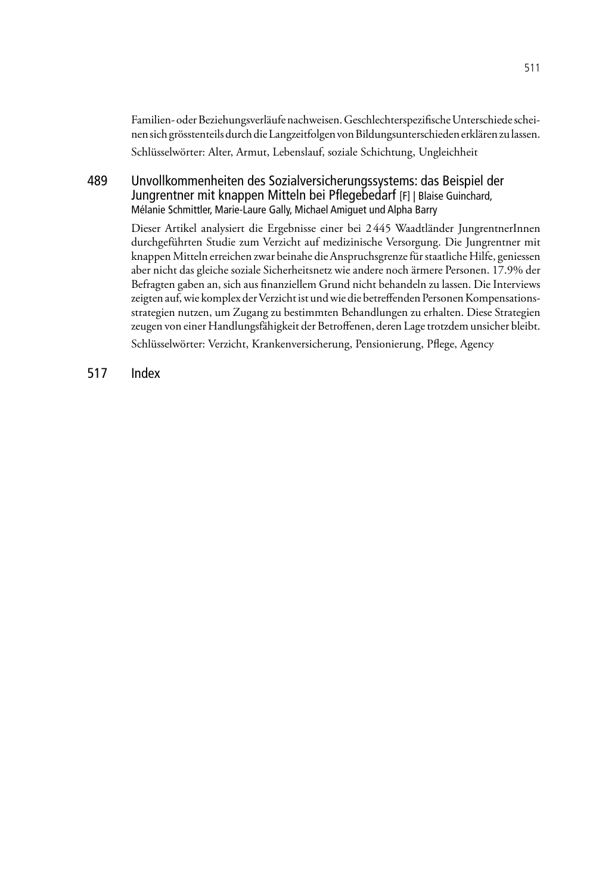Familien- oder Beziehungsverläufe nachweisen. Geschlechterspezifische Unterschiede scheinen sich grösstenteils durch die Langzeitfolgen von Bildungsunterschieden erklären zu lassen.

Schlüsselwörter: Alter, Armut, Lebenslauf, soziale Schichtung, Ungleichheit

## 489 Unvollkommenheiten des Sozialversicherungssystems: das Beispiel der Jungrentner mit knappen Mitteln bei Pflegebedarf [F] | Blaise Guinchard, Mélanie Schmittler, Marie-Laure Gally, Michael Amiguet und Alpha Barry

Dieser Artikel analysiert die Ergebnisse einer bei 2445 Waadtländer JungrentnerInnen durchgeführten Studie zum Verzicht auf medizinische Versorgung. Die Jungrentner mit knappen Mitteln erreichen zwar beinahe die Anspruchsgrenze für staatliche Hilfe, geniessen aber nicht das gleiche soziale Sicherheitsnetz wie andere noch ärmere Personen. 17.9% der Befragten gaben an, sich aus finanziellem Grund nicht behandeln zu lassen. Die Interviews zeigten auf, wie komplex der Verzicht ist und wie die betreffenden Personen Kompensationsstrategien nutzen, um Zugang zu bestimmten Behandlungen zu erhalten. Diese Strategien zeugen von einer Handlungsfähigkeit der Betroffenen, deren Lage trotzdem unsicher bleibt.

Schlüsselwörter: Verzicht, Krankenversicherung, Pensionierung, Pflege, Agency

## 517 Index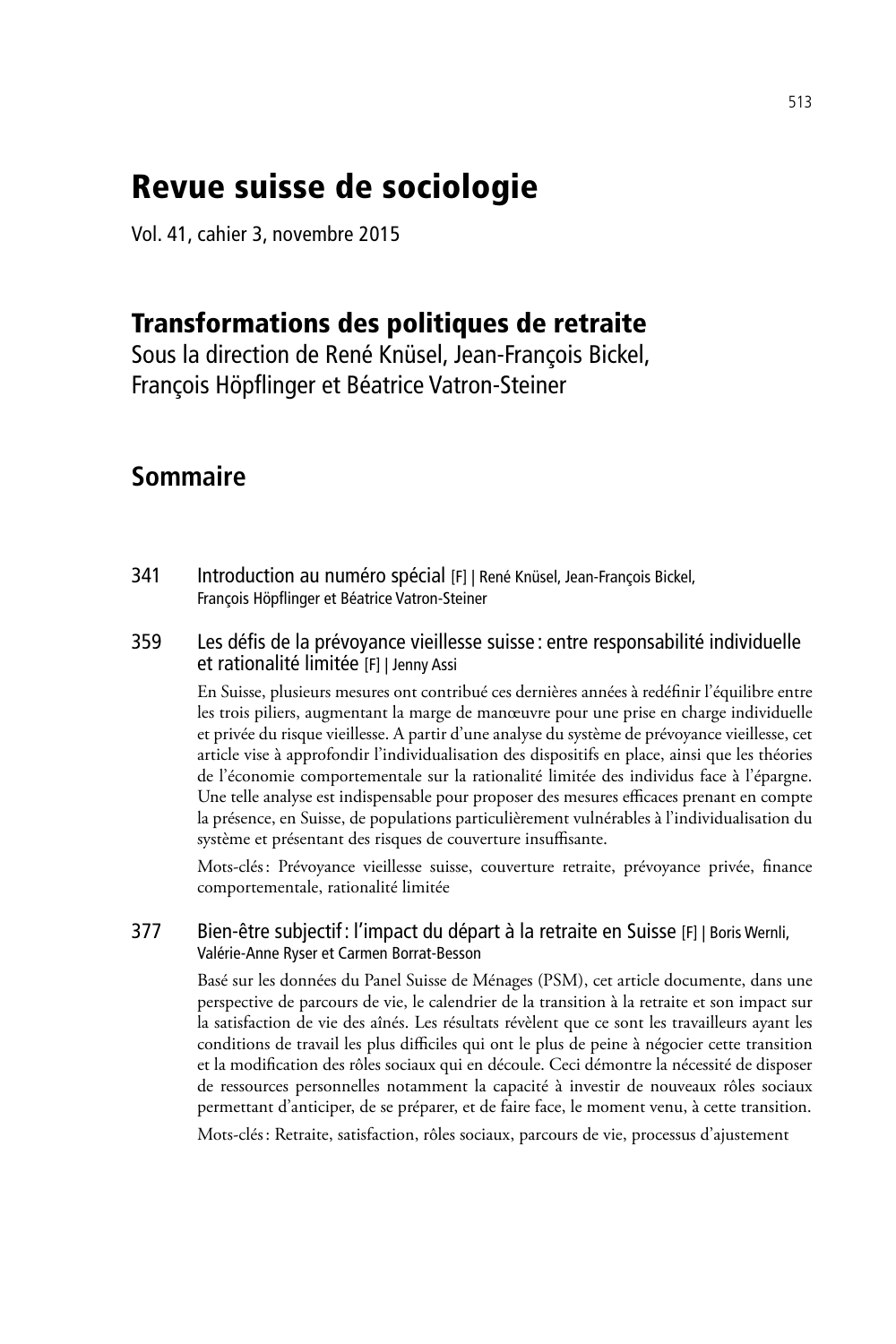# Revue suisse de sociologie

Vol. 41, cahier 3, novembre 2015

## Transformations des politiques de retraite

Sous la direction de René Knüsel, Jean-François Bickel, François Höpflinger et Béatrice Vatron-Steiner

## Sommaire

341 Introduction au numéro spécial [F] | René Knüsel, Jean-François Bickel, François Höpflinger et Béatrice Vatron-Steiner

359 Les défis de la prévoyance vieillesse suisse : entre responsabilité individuelle et rationalité limitée [F] | Jenny Assi

En Suisse, plusieurs mesures ont contribué ces dernières années à redéfinir l'équilibre entre les trois piliers, augmentant la marge de manœuvre pour une prise en charge individuelle et privée du risque vieillesse. A partir d'une analyse du système de prévoyance vieillesse, cet article vise à approfondir l'individualisation des dispositifs en place, ainsi que les théories de l'économie comportementale sur la rationalité limitée des individus face à l'épargne. Une telle analyse est indispensable pour proposer des mesures efficaces prenant en compte la présence, en Suisse, de populations particulièrement vulnérables à l'individualisation du système et présentant des risques de couverture insuffisante.

Mots-clés : Prévoyance vieillesse suisse, couverture retraite, prévoyance privée, finance comportementale, rationalité limitée

377 Bien-être subjectif : l'impact du départ à la retraite en Suisse [F] | Boris Wernli, Valérie-Anne Ryser et Carmen Borrat-Besson

Basé sur les données du Panel Suisse de Ménages (PSM), cet article documente, dans une perspective de parcours de vie, le calendrier de la transition à la retraite et son impact sur la satisfaction de vie des aînés. Les résultats révèlent que ce sont les travailleurs ayant les conditions de travail les plus difficiles qui ont le plus de peine à négocier cette transition et la modification des rôles sociaux qui en découle. Ceci démontre la nécessité de disposer de ressources personnelles notamment la capacité à investir de nouveaux rôles sociaux permettant d'anticiper, de se préparer, et de faire face, le moment venu, à cette transition.

Mots-clés : Retraite, satisfaction, rôles sociaux, parcours de vie, processus d'ajustement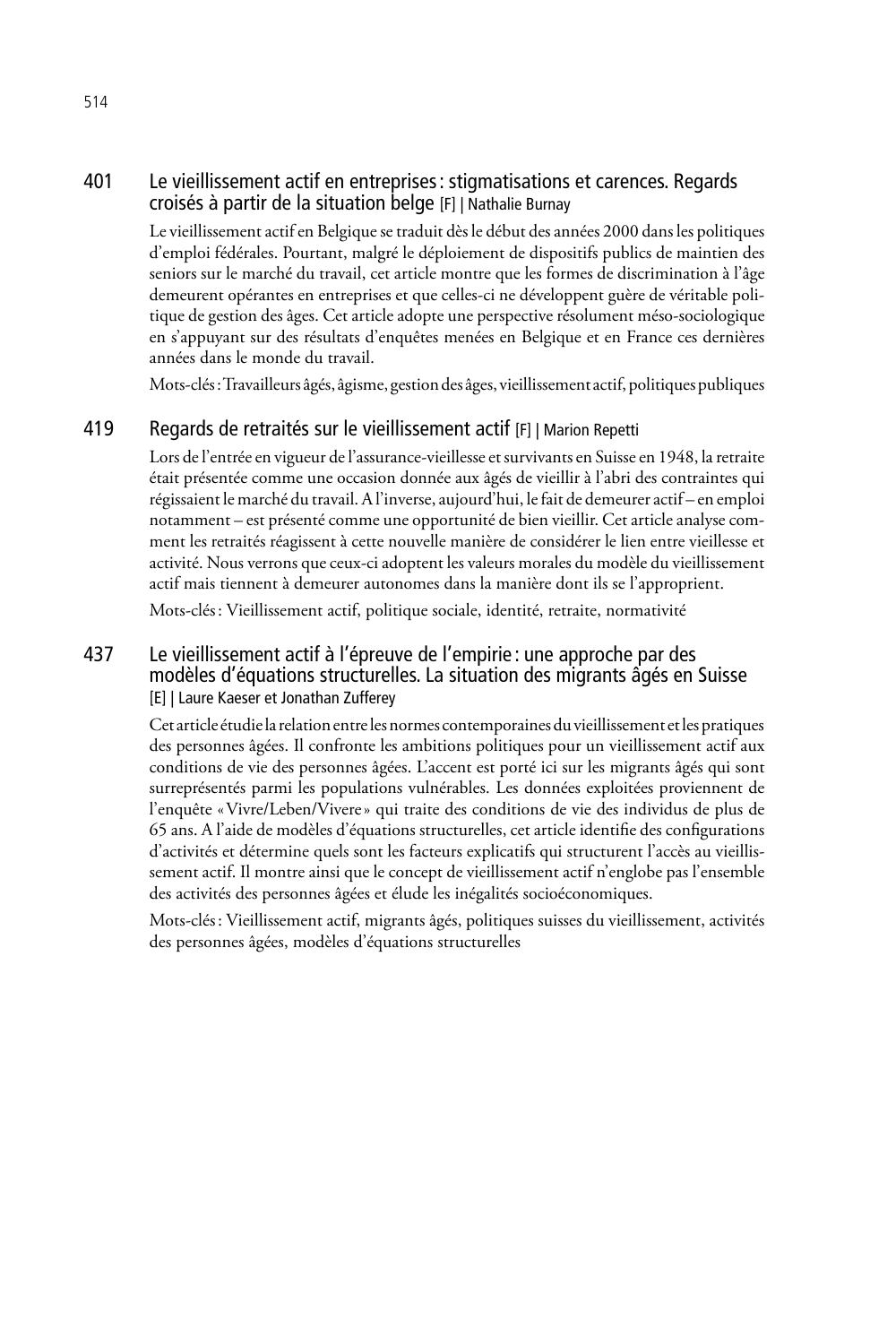## 401 Le vieillissement actif en entreprises : stigmatisations et carences. Regards croisés à partir de la situation belge [F] | Nathalie Burnay

Le vieillissement actif en Belgique se traduit dès le début des années 2000 dans les politiques d'emploi fédérales. Pourtant, malgré le déploiement de dispositifs publics de maintien des seniors sur le marché du travail, cet article montre que les formes de discrimination à l'âge demeurent opérantes en entreprises et que celles-ci ne développent guère de véritable politique de gestion des âges. Cet article adopte une perspective résolument méso-sociologique en s'appuyant sur des résultats d'enquêtes menées en Belgique et en France ces dernières années dans le monde du travail.

Mots-clés : Travailleurs âgés, âgisme, gestion des âges, vieillissement actif, politiques publiques

## 419 Regards de retraités sur le vieillissement actif [F] | Marion Repetti

Lors de l'entrée en vigueur de l'assurance-vieillesse et survivants en Suisse en 1948, la retraite était présentée comme une occasion donnée aux âgés de vieillir à l'abri des contraintes qui régissaient le marché du travail. A l'inverse, aujourd'hui, le fait de demeurer actif – en emploi notamment – est présenté comme une opportunité de bien vieillir. Cet article analyse comment les retraités réagissent à cette nouvelle manière de considérer le lien entre vieillesse et activité. Nous verrons que ceux-ci adoptent les valeurs morales du modèle du vieillissement actif mais tiennent à demeurer autonomes dans la manière dont ils se l'approprient.

Mots-clés : Vieillissement actif, politique sociale, identité, retraite, normativité

## 437 Le vieillissement actif à l'épreuve de l'empirie : une approche par des modèles d'équations structurelles. La situation des migrants âgés en Suisse [E] | Laure Kaeser et Jonathan Zufferey

Cet article étudie la relation entre les normes contemporaines du vieillissement et les pratiques des personnes âgées. Il confronte les ambitions politiques pour un vieillissement actif aux conditions de vie des personnes âgées. L'accent est porté ici sur les migrants âgés qui sont surreprésentés parmi les populations vulnérables. Les données exploitées proviennent de l'enquête « Vivre/Leben/Vivere » qui traite des conditions de vie des individus de plus de 65 ans. A l'aide de modèles d'équations structurelles, cet article identifie des configurations d'activités et détermine quels sont les facteurs explicatifs qui structurent l'accès au vieillissement actif. Il montre ainsi que le concept de vieillissement actif n'englobe pas l'ensemble des activités des personnes âgées et élude les inégalités socioéconomiques.

Mots-clés : Vieillissement actif, migrants âgés, politiques suisses du vieillissement, activités des personnes âgées, modèles d'équations structurelles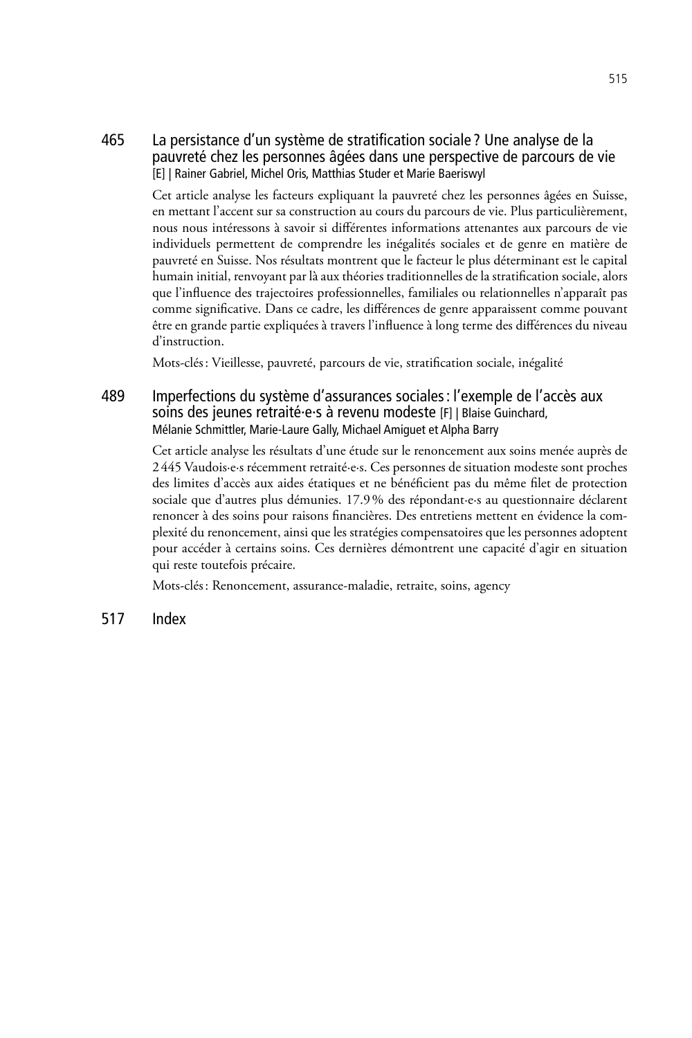465 La persistance d'un système de stratification sociale ? Une analyse de la pauvreté chez les personnes âgées dans une perspective de parcours de vie [E] | Rainer Gabriel, Michel Oris, Matthias Studer et Marie Baeriswyl

Cet article analyse les facteurs expliquant la pauvreté chez les personnes âgées en Suisse, en mettant l'accent sur sa construction au cours du parcours de vie. Plus particulièrement, nous nous intéressons à savoir si différentes informations attenantes aux parcours de vie individuels permettent de comprendre les inégalités sociales et de genre en matière de pauvreté en Suisse. Nos résultats montrent que le facteur le plus déterminant est le capital humain initial, renvoyant par là aux théories traditionnelles de la stratification sociale, alors que l'influence des trajectoires professionnelles, familiales ou relationnelles n'apparaît pas comme significative. Dans ce cadre, les différences de genre apparaissent comme pouvant être en grande partie expliquées à travers l'influence à long terme des différences du niveau d'instruction.

Mots-clés : Vieillesse, pauvreté, parcours de vie, stratification sociale, inégalité

489 Imperfections du système d'assurances sociales : l'exemple de l'accès aux soins des jeunes retraité·e·s à revenu modeste [F] | Blaise Guinchard, Mélanie Schmittler, Marie-Laure Gally, Michael Amiguet et Alpha Barry

Cet article analyse les résultats d'une étude sur le renoncement aux soins menée auprès de 2 445 Vaudois·e·s récemment retraité·e·s. Ces personnes de situation modeste sont proches des limites d'accès aux aides étatiques et ne bénéficient pas du même filet de protection sociale que d'autres plus démunies. 17.9 % des répondant·e·s au questionnaire déclarent renoncer à des soins pour raisons financières. Des entretiens mettent en évidence la complexité du renoncement, ainsi que les stratégies compensatoires que les personnes adoptent pour accéder à certains soins. Ces dernières démontrent une capacité d'agir en situation qui reste toutefois précaire.

Mots-clés : Renoncement, assurance-maladie, retraite, soins, agency

517 Index